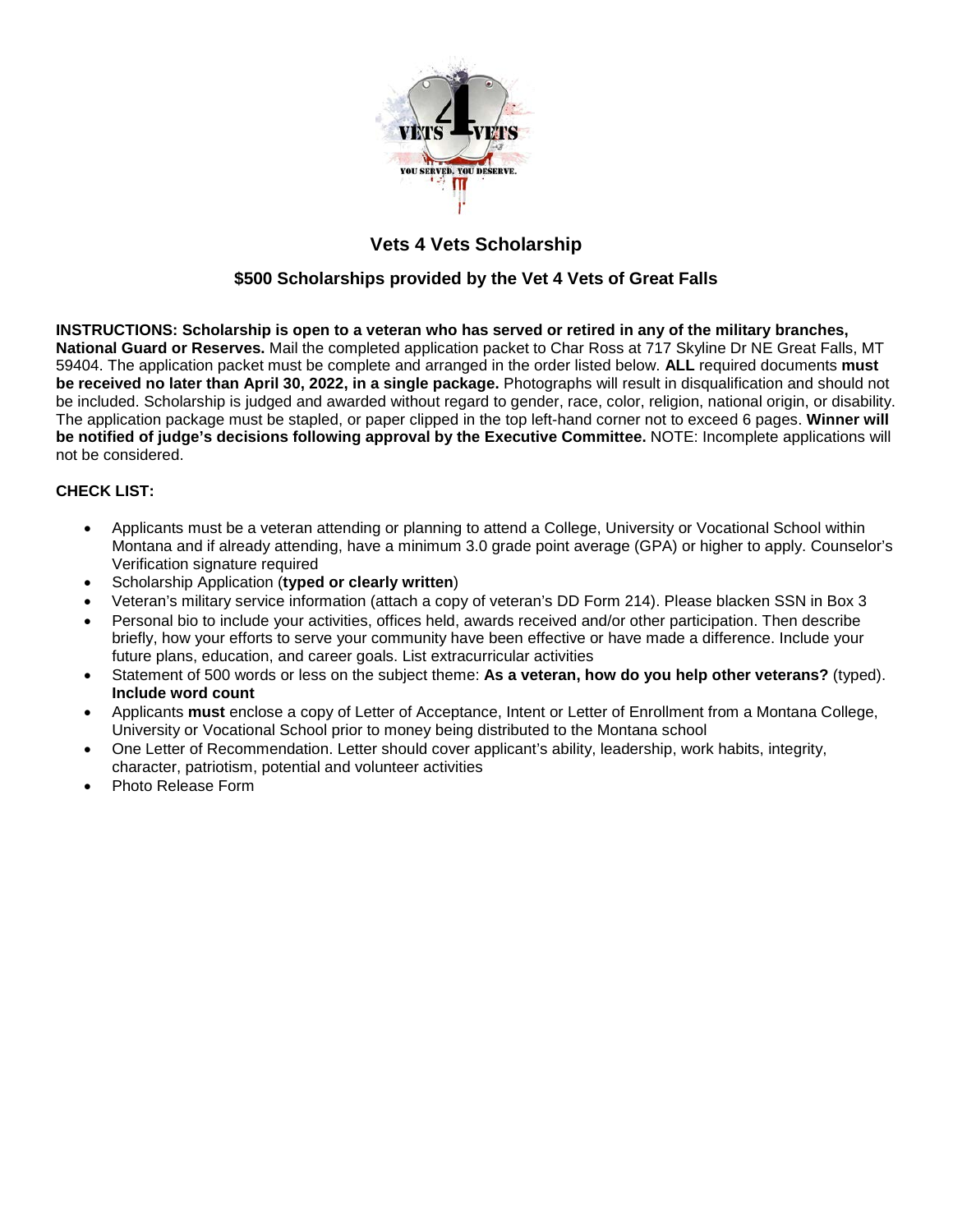# Vets 4 Vets Scholarship

## $500 Scholarships provided by the Vet 4 Vets of Great Falls

**INSTRUCTIONS: Scholarship is open to a veteran who has served or retired in any of the military branches, National Guard or Reserves.** Mail the completed application packet to Char Ross at 717 Skyline Dr NE Great Falls, MT 59404. The application packet must be complete and arranged in the order listed below. **ALL** required documents **must be received no later than April 30, 2022, in a single package.** Photographs will result in disqualification and should not be included. Scholarship is judged and awarded without regard to gender, race, color, religion, national origin, or disability. The application package must be stapled, or paper clipped in the top left-hand corner not to exceed 6 pages. **Winner will be notified of judge's decisions following approval by the Executive Committee.** NOTE: Incomplete applications will not be considered.

**CHECK LIST:**

- Applicants must be a veteran attending or planning to attend a College, University or Vocational School within Montana and if already attending, have a minimum 3.0 grade point average (GPA) or higher to apply. Counselor's Verification signature required
- Scholarship Application (**typed or clearly written**)
- Veteran's military service information (attach a copy of veteran's DD Form 214). Please blacken SSN in Box 3
- Personal bio to include your activities, offices held, awards received and/or other participation. Then describe briefly, how your efforts to serve your community have been effective or have made a difference. Include your future plans, education, and career goals. List extracurricular activities
- Statement of 500 words or less on the subject theme: **As a veteran, how do you help other veterans?** (typed). **Include word count**
- Applicants **must** enclose a copy of Letter of Acceptance, Intent or Letter of Enrollment from a Montana College, University or Vocational School prior to money being distributed to the Montana school
- One Letter of Recommendation. Letter should cover applicant's ability, leadership, work habits, integrity, character, patriotism, potential and volunteer activities
- Photo Release Form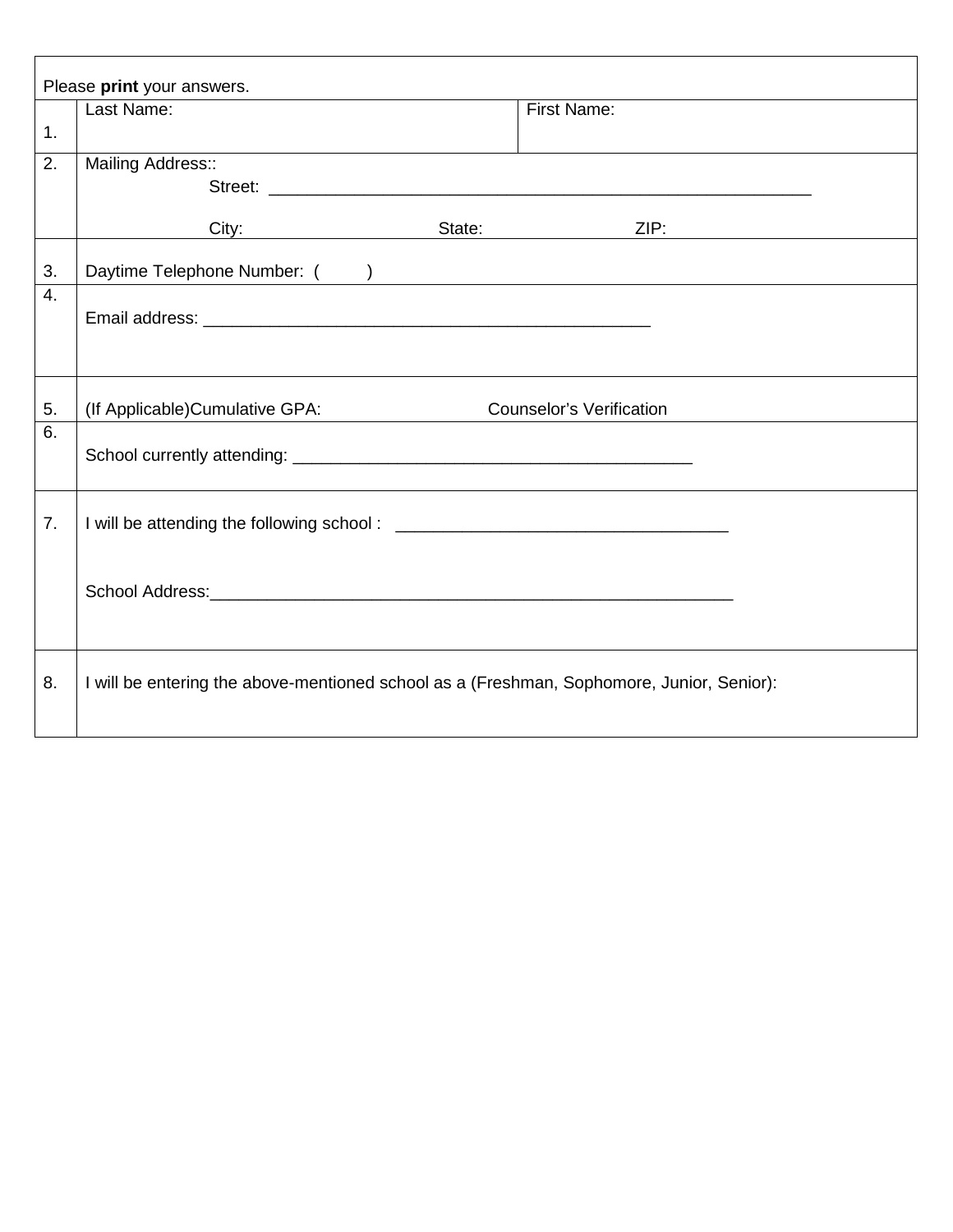Please **print** your answers.

| | | |
|---|---|---|
| 1. | Last Name: | First Name: |
| 2. | Mailing Address::<br>Street: ____________________________________________________________<br><br>City: State: ZIP: | |
| 3. | Daytime Telephone Number: ( ) | |
| 4. | Email address: __________________________________________________ | |
| 5. | (If Applicable)Cumulative GPA: Counselor's Verification | |
| 6. | School currently attending: ____________________________________________ | |
| 7. | I will be attending the following school : _____________________________________<br><br>School Address:__________________________________________________________ | |
| 8. | I will be entering the above-mentioned school as a (Freshman, Sophomore, Junior, Senior): | |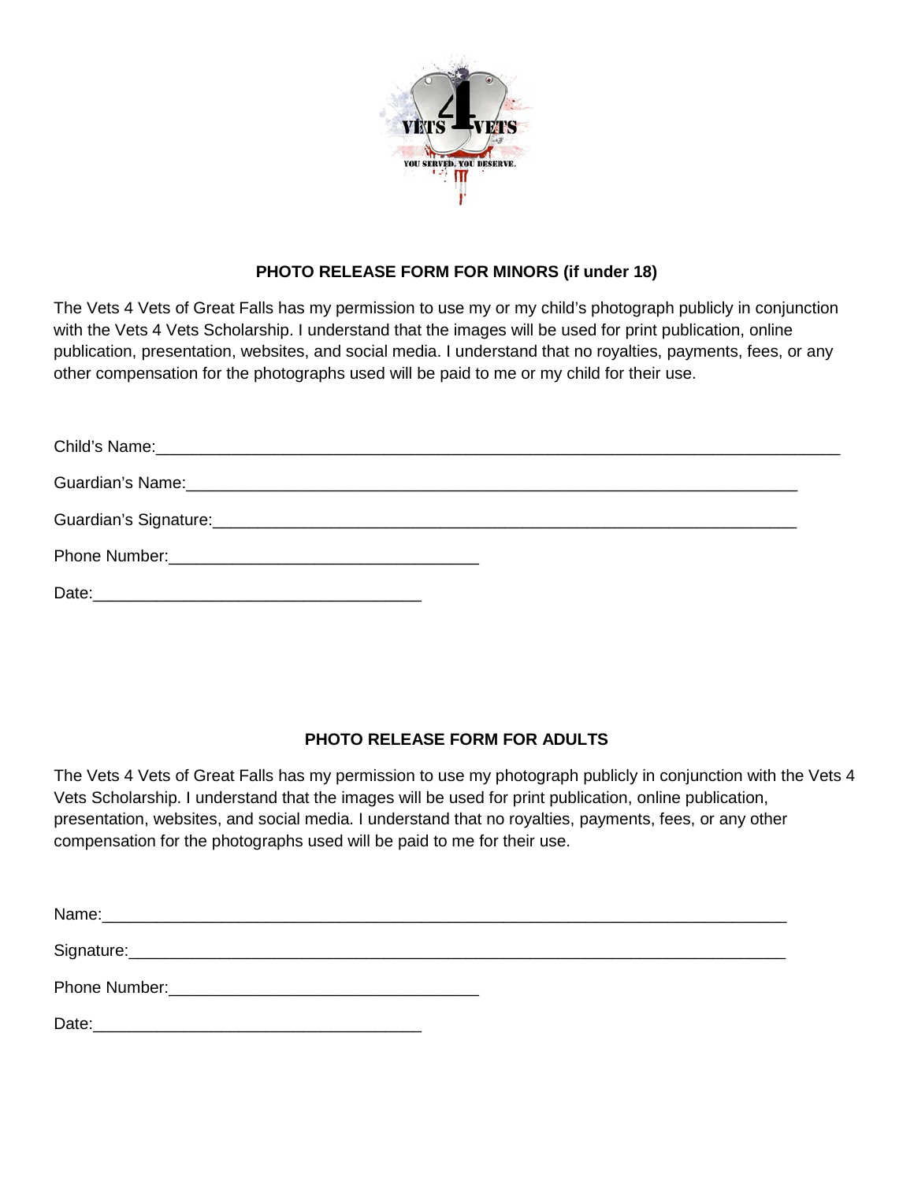## PHOTO RELEASE FORM FOR MINORS (if under 18)

The Vets 4 Vets of Great Falls has my permission to use my or my child's photograph publicly in conjunction with the Vets 4 Vets Scholarship. I understand that the images will be used for print publication, online publication, presentation, websites, and social media. I understand that no royalties, payments, fees, or any other compensation for the photographs used will be paid to me or my child for their use.

Child's Name:_______________________________________________________________________________

Guardian's Name:_________________________________________________________________________

Guardian's Signature:______________________________________________________________________

Phone Number:___________________________________

Date:______________________________________

## PHOTO RELEASE FORM FOR ADULTS

The Vets 4 Vets of Great Falls has my permission to use my photograph publicly in conjunction with the Vets 4 Vets Scholarship. I understand that the images will be used for print publication, online publication, presentation, websites, and social media. I understand that no royalties, payments, fees, or any other compensation for the photographs used will be paid to me for their use.

Name:_______________________________________________________________________________

Signature:____________________________________________________________________________

Phone Number:___________________________________

Date:______________________________________